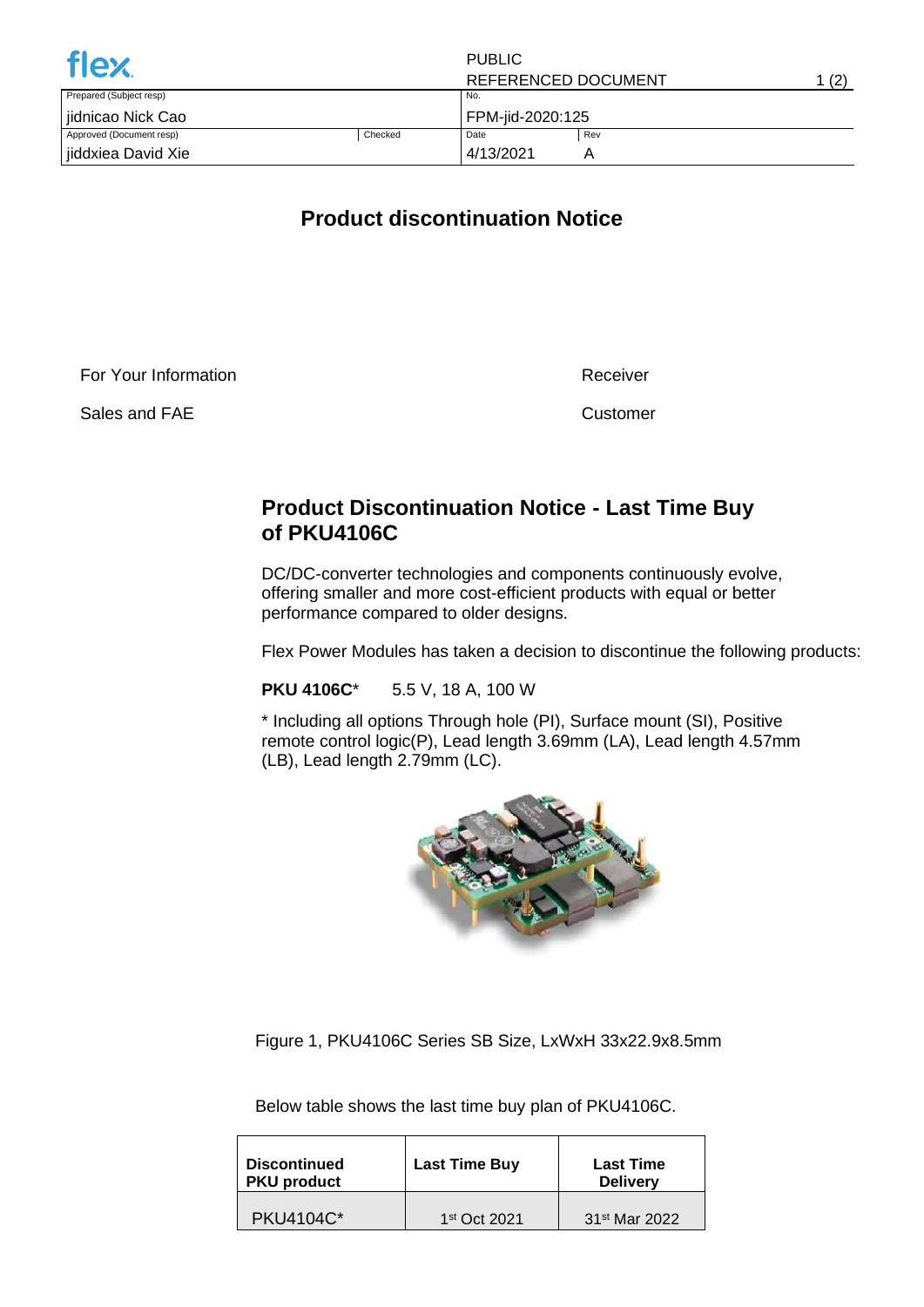| Prepared (Subject resp) | | No. | |
|---|---|---|---|
| jidnicao Nick Cao | | FPM-jid-2020:125 | |
| Approved (Document resp) | Checked | Date | Rev |
| jiddxiea David Xie | | 4/13/2021 | A |

PUBLIC
REFERENCED DOCUMENT

# Product discontinuation Notice

For Your Information

Sales and FAE

Receiver

Customer

## Product Discontinuation Notice - Last Time Buy of PKU4106C

DC/DC-converter technologies and components continuously evolve, offering smaller and more cost-efficient products with equal or better performance compared to older designs.

Flex Power Modules has taken a decision to discontinue the following products:

**PKU 4106C*** 5.5 V, 18 A, 100 W

* Including all options Through hole (PI), Surface mount (SI), Positive remote control logic(P), Lead length 3.69mm (LA), Lead length 4.57mm (LB), Lead length 2.79mm (LC).

Figure 1, PKU4106C Series SB Size, LxWxH 33x22.9x8.5mm

Below table shows the last time buy plan of PKU4106C.

| Discontinued PKU product | Last Time Buy | Last Time Delivery |
|---|---|---|
| PKU4104C* | 1st Oct 2021 | 31st Mar 2022 |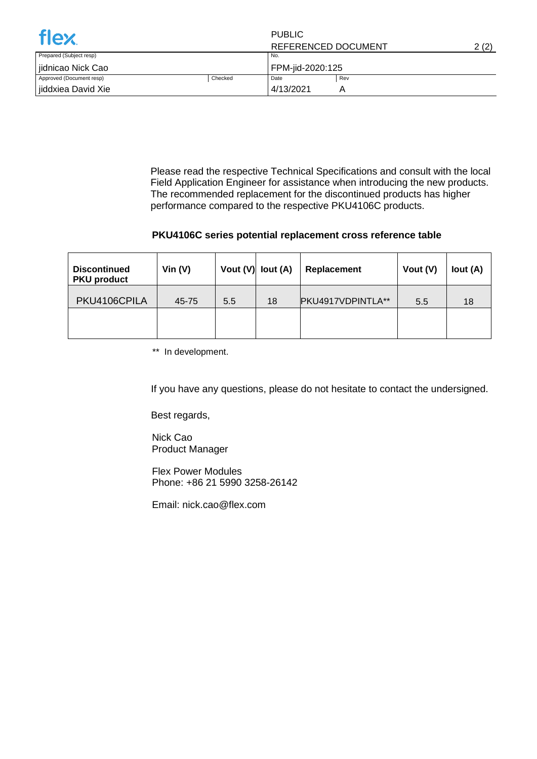Please read the respective Technical Specifications and consult with the local Field Application Engineer for assistance when introducing the new products. The recommended replacement for the discontinued products has higher performance compared to the respective PKU4106C products.

**PKU4106C series potential replacement cross reference table**

| Discontinued PKU product | Vin (V) | Vout (V) | Iout (A) | Replacement | Vout (V) | Iout (A) |
|---|---|---|---|---|---|---|
| PKU4106CPILA | 45-75 | 5.5 | 18 | PKU4917VDPINTLA** | 5.5 | 18 |
| | | | | | | |

** In development.

If you have any questions, please do not hesitate to contact the undersigned.

Best regards,

Nick Cao
Product Manager

Flex Power Modules
Phone: +86 21 5990 3258-26142

Email: nick.cao@flex.com